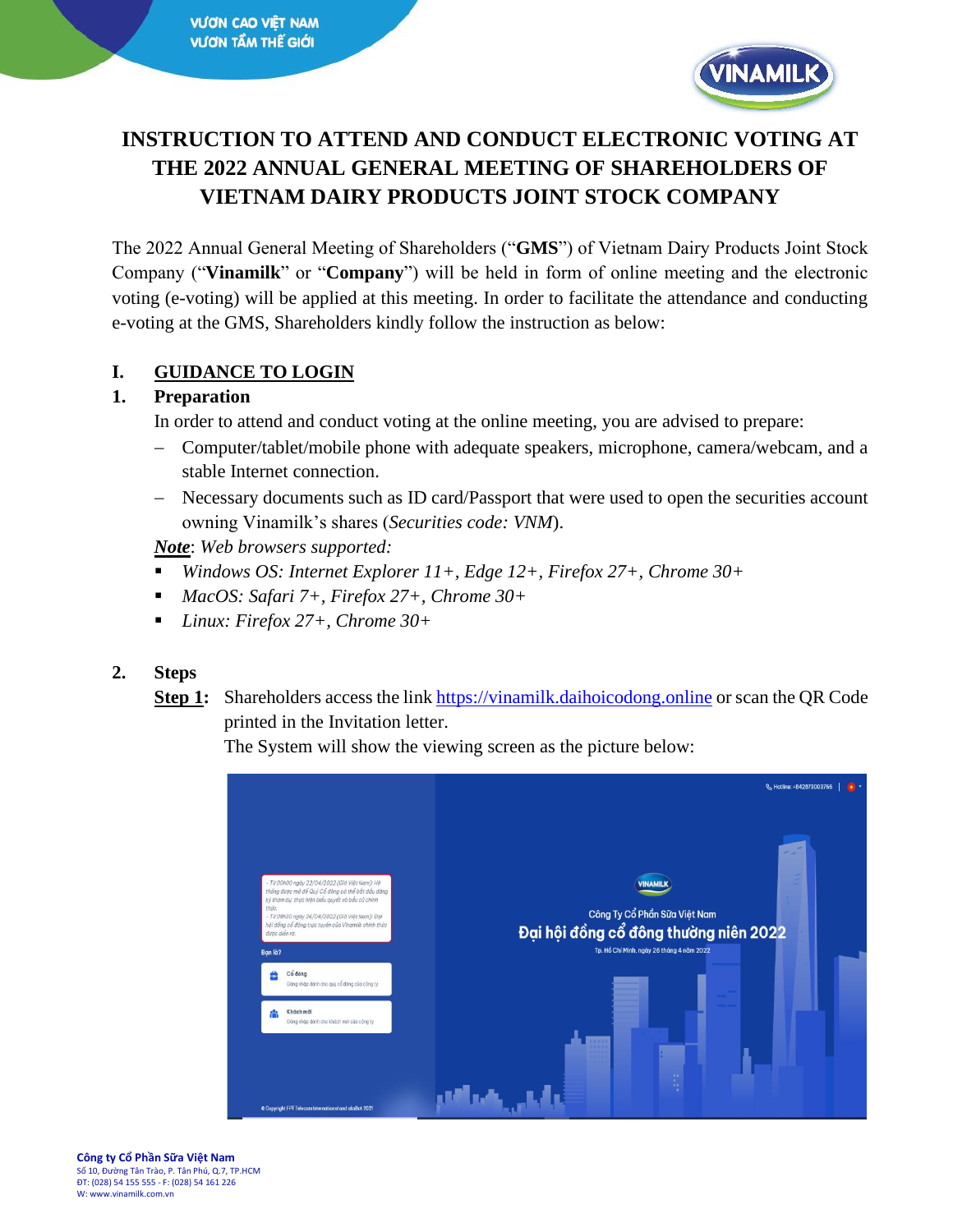# INSTRUCTION TO ATTEND AND CONDUCT ELECTRONIC VOTING AT THE 2022 ANNUAL GENERAL MEETING OF SHAREHOLDERS OF VIETNAM DAIRY PRODUCTS JOINT STOCK COMPANY

The 2022 Annual General Meeting of Shareholders ("**GMS**") of Vietnam Dairy Products Joint Stock Company ("**Vinamilk**" or "**Company**") will be held in form of online meeting and the electronic voting (e-voting) will be applied at this meeting. In order to facilitate the attendance and conducting e-voting at the GMS, Shareholders kindly follow the instruction as below:

## I. GUIDANCE TO LOGIN

### 1. Preparation

In order to attend and conduct voting at the online meeting, you are advised to prepare:

- Computer/tablet/mobile phone with adequate speakers, microphone, camera/webcam, and a stable Internet connection.
- Necessary documents such as ID card/Passport that were used to open the securities account owning Vinamilk's shares (*Securities code: VNM*).

***Note***: *Web browsers supported:*

- *Windows OS: Internet Explorer 11+, Edge 12+, Firefox 27+, Chrome 30+*
- *MacOS: Safari 7+, Firefox 27+, Chrome 30+*
- *Linux: Firefox 27+, Chrome 30+*

### 2. Steps

**Step 1:** Shareholders access the link https://vinamilk.daihoicodong.online or scan the QR Code printed in the Invitation letter.

The System will show the viewing screen as the picture below: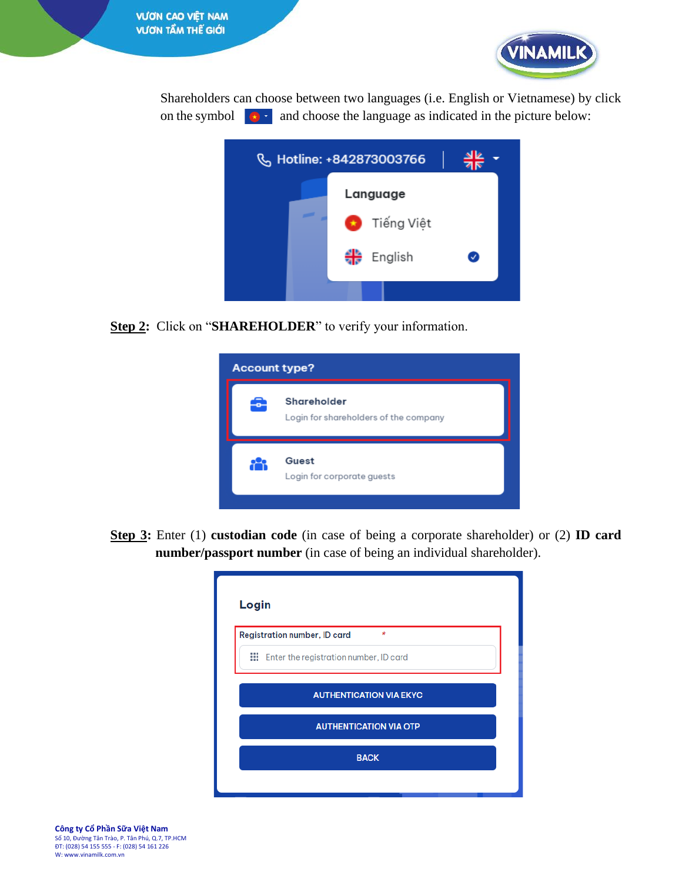Shareholders can choose between two languages (i.e. English or Vietnamese) by click on the symbol and choose the language as indicated in the picture below:

**Step 2:** Click on "**SHAREHOLDER**" to verify your information.

**Step 3:** Enter (1) **custodian code** (in case of being a corporate shareholder) or (2) **ID card number/passport number** (in case of being an individual shareholder).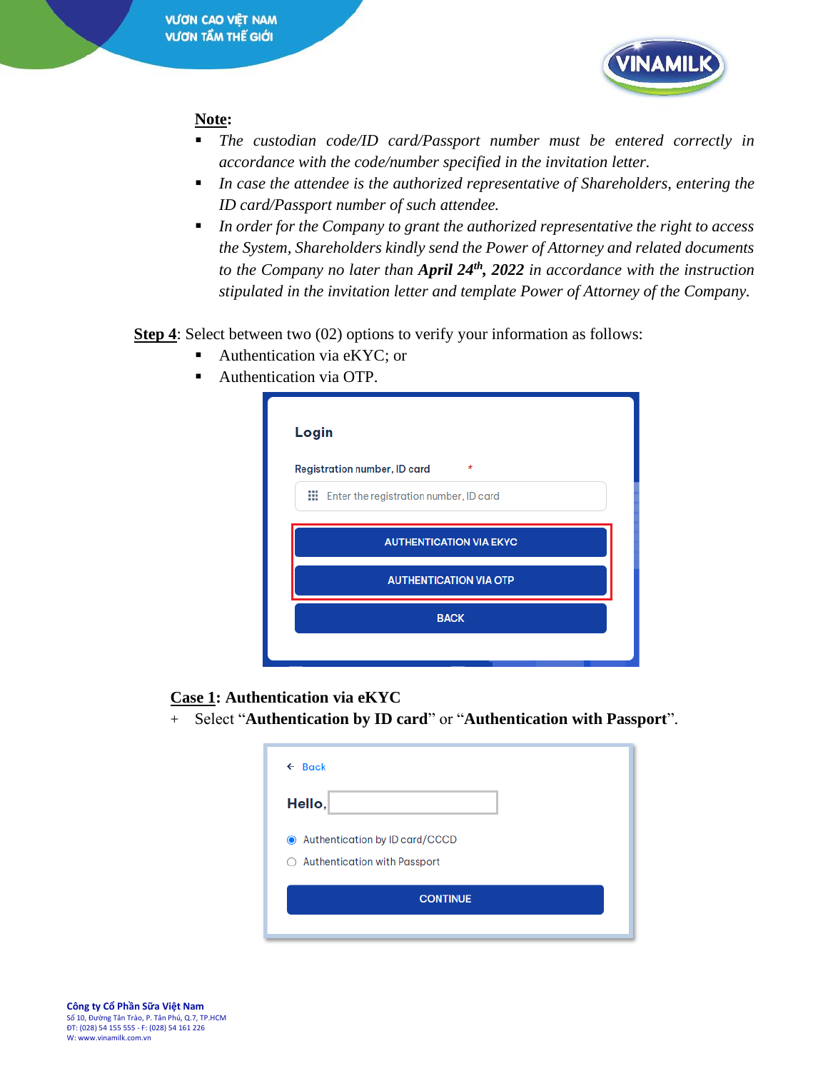**Note:**

- *The custodian code/ID card/Passport number must be entered correctly in accordance with the code/number specified in the invitation letter.*
- *In case the attendee is the authorized representative of Shareholders, entering the ID card/Passport number of such attendee.*
- *In order for the Company to grant the authorized representative the right to access the System, Shareholders kindly send the Power of Attorney and related documents to the Company no later than **April 24th, 2022** in accordance with the instruction stipulated in the invitation letter and template Power of Attorney of the Company.*

**Step 4**: Select between two (02) options to verify your information as follows:

- Authentication via eKYC; or
- Authentication via OTP.

**Case 1: Authentication via eKYC**

+ Select "**Authentication by ID card**" or "**Authentication with Passport**".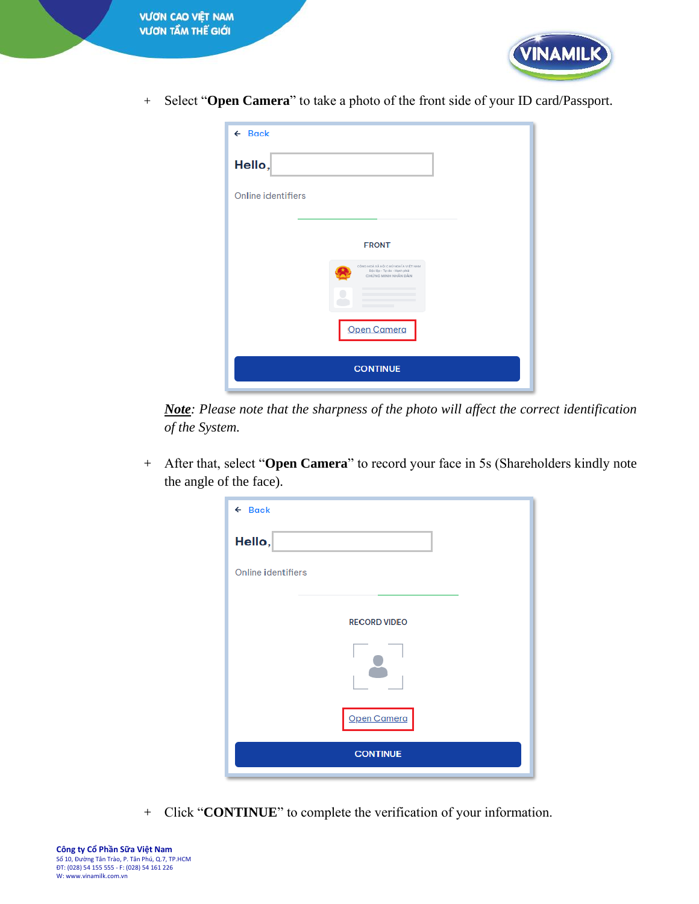+ Select "**Open Camera**" to take a photo of the front side of your ID card/Passport.

***Note***: *Please note that the sharpness of the photo will affect the correct identification of the System.*

+ After that, select "**Open Camera**" to record your face in 5s (Shareholders kindly note the angle of the face).

+ Click "**CONTINUE**" to complete the verification of your information.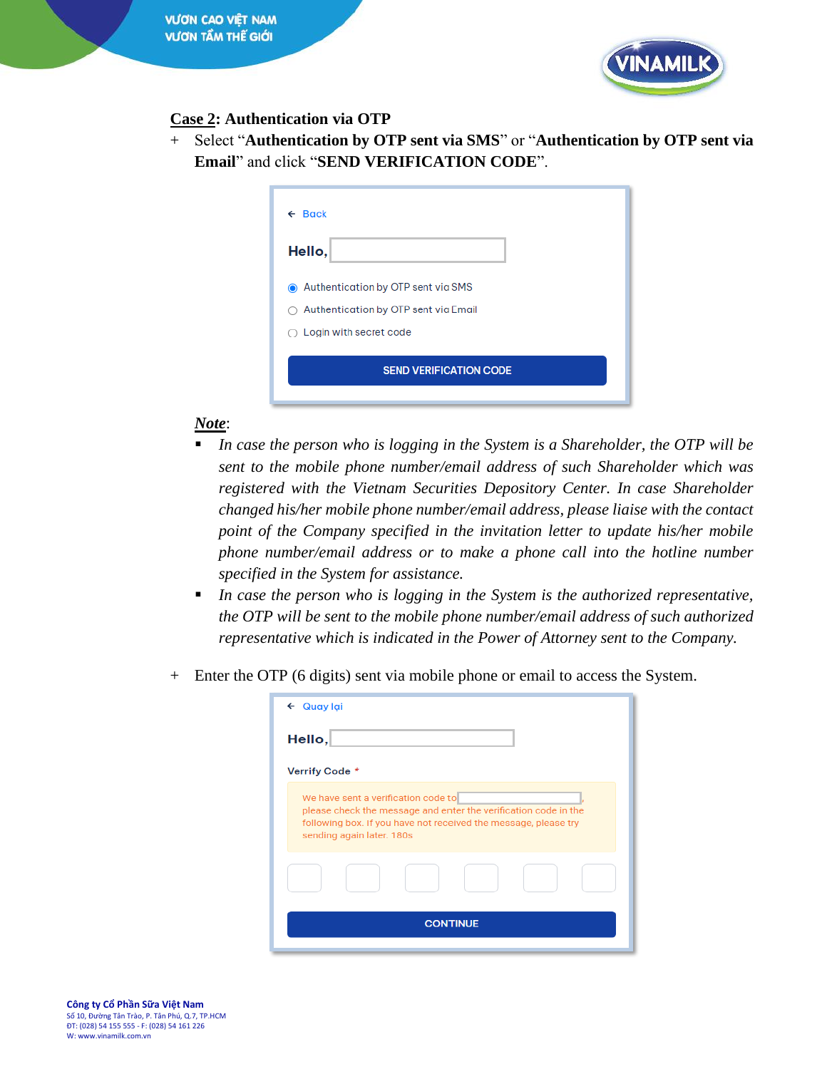**<u>Case 2</u>: Authentication via OTP**

+ Select "**Authentication by OTP sent via SMS**" or "**Authentication by OTP sent via Email**" and click "**SEND VERIFICATION CODE**".

***<u>Note</u>***:

- *In case the person who is logging in the System is a Shareholder, the OTP will be sent to the mobile phone number/email address of such Shareholder which was registered with the Vietnam Securities Depository Center. In case Shareholder changed his/her mobile phone number/email address, please liaise with the contact point of the Company specified in the invitation letter to update his/her mobile phone number/email address or to make a phone call into the hotline number specified in the System for assistance.*
- *In case the person who is logging in the System is the authorized representative, the OTP will be sent to the mobile phone number/email address of such authorized representative which is indicated in the Power of Attorney sent to the Company.*

+ Enter the OTP (6 digits) sent via mobile phone or email to access the System.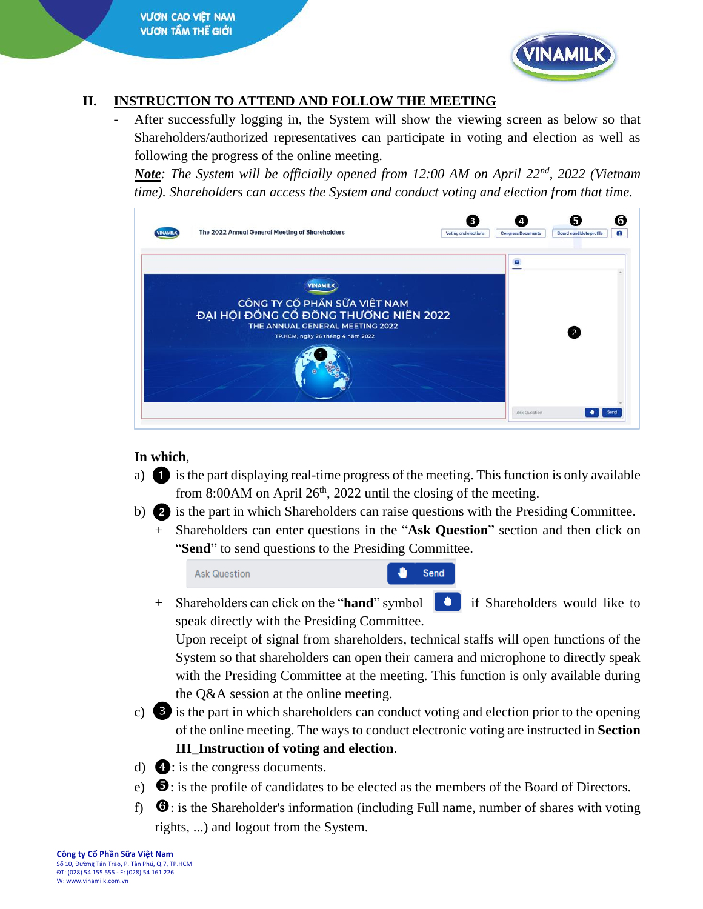## II. INSTRUCTION TO ATTEND AND FOLLOW THE MEETING

- After successfully logging in, the System will show the viewing screen as below so that Shareholders/authorized representatives can participate in voting and election as well as following the progress of the online meeting.

  ***Note***: *The System will be officially opened from 12:00 AM on April 22nd, 2022 (Vietnam time). Shareholders can access the System and conduct voting and election from that time.*

**In which**,

a) ❶ is the part displaying real-time progress of the meeting. This function is only available from 8:00AM on April 26th, 2022 until the closing of the meeting.

b) ❷ is the part in which Shareholders can raise questions with the Presiding Committee.
   + Shareholders can enter questions in the "**Ask Question**" section and then click on "**Send**" to send questions to the Presiding Committee.
   + Shareholders can click on the "**hand**" symbol if Shareholders would like to speak directly with the Presiding Committee.
     Upon receipt of signal from shareholders, technical staffs will open functions of the System so that shareholders can open their camera and microphone to directly speak with the Presiding Committee at the meeting. This function is only available during the Q&A session at the online meeting.

c) ❸ is the part in which shareholders can conduct voting and election prior to the opening of the online meeting. The ways to conduct electronic voting are instructed in **Section III_Instruction of voting and election**.

d) ❹: is the congress documents.

e) ❺: is the profile of candidates to be elected as the members of the Board of Directors.

f) ❻: is the Shareholder's information (including Full name, number of shares with voting rights, ...) and logout from the System.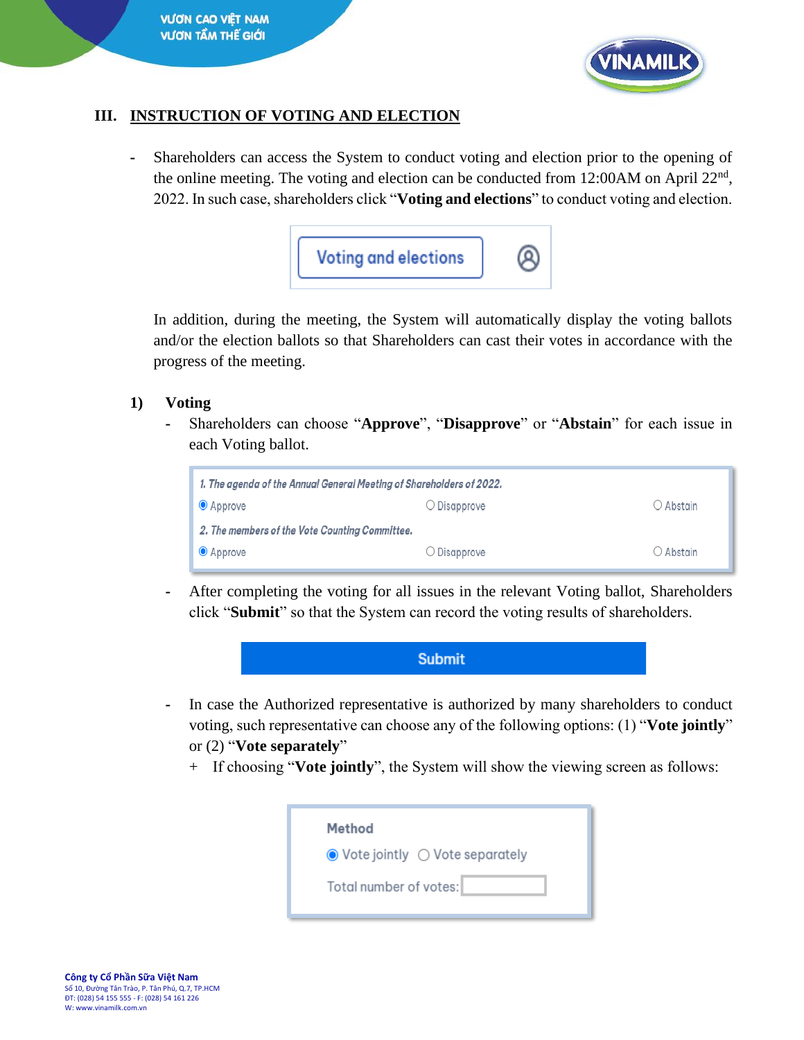## III. INSTRUCTION OF VOTING AND ELECTION

- Shareholders can access the System to conduct voting and election prior to the opening of the online meeting. The voting and election can be conducted from 12:00AM on April 22nd, 2022. In such case, shareholders click "**Voting and elections**" to conduct voting and election.

Voting and elections

In addition, during the meeting, the System will automatically display the voting ballots and/or the election ballots so that Shareholders can cast their votes in accordance with the progress of the meeting.

### 1) Voting

- Shareholders can choose "**Approve**", "**Disapprove**" or "**Abstain**" for each issue in each Voting ballot.

*1. The agenda of the Annual General Meeting of Shareholders of 2022.*

◉ Approve ○ Disapprove ○ Abstain

*2. The members of the Vote Counting Committee.*

◉ Approve ○ Disapprove ○ Abstain

- After completing the voting for all issues in the relevant Voting ballot, Shareholders click "**Submit**" so that the System can record the voting results of shareholders.

Submit

- In case the Authorized representative is authorized by many shareholders to conduct voting, such representative can choose any of the following options: (1) "**Vote jointly**" or (2) "**Vote separately**"
  + If choosing "**Vote jointly**", the System will show the viewing screen as follows:

**Method**

◉ Vote jointly ○ Vote separately

Total number of votes: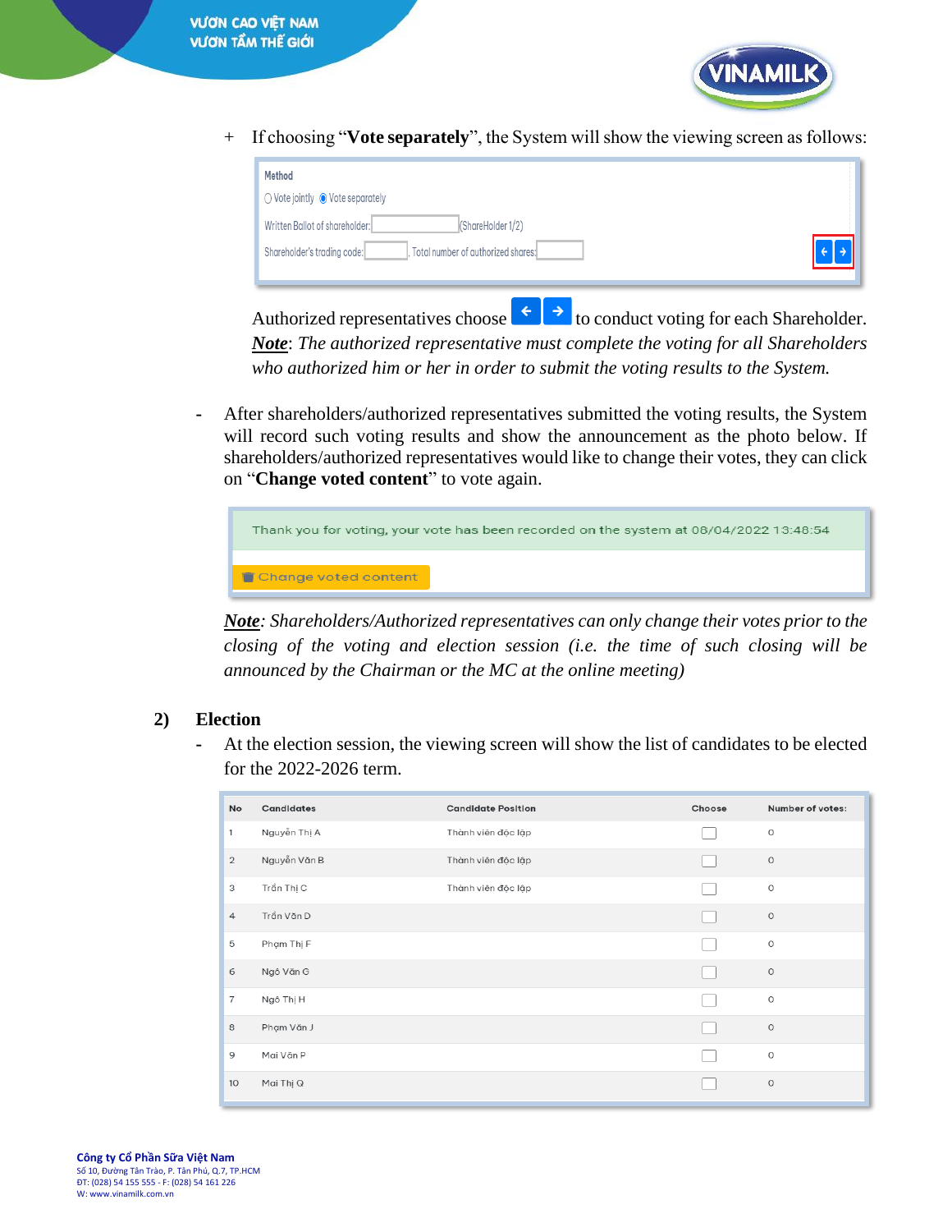+ If choosing "**Vote separately**", the System will show the viewing screen as follows:

Method

○ Vote jointly ◉ Vote separately

Written Ballot of shareholder: [ ] (ShareHolder 1/2)

Shareholder's trading code: [ ] . Total number of authorized shares: [ ]

Authorized representatives choose ← → to conduct voting for each Shareholder.

***Note***: *The authorized representative must complete the voting for all Shareholders who authorized him or her in order to submit the voting results to the System.*

- After shareholders/authorized representatives submitted the voting results, the System will record such voting results and show the announcement as the photo below. If shareholders/authorized representatives would like to change their votes, they can click on "**Change voted content**" to vote again.

Thank you for voting, your vote has been recorded on the system at 08/04/2022 13:48:54

Change voted content

***Note***: *Shareholders/Authorized representatives can only change their votes prior to the closing of the voting and election session (i.e. the time of such closing will be announced by the Chairman or the MC at the online meeting)*

## 2) Election

- At the election session, the viewing screen will show the list of candidates to be elected for the 2022-2026 term.

| No | Candidates | Candidate Position | Choose | Number of votes: |
|---|---|---|---|---|
| 1 | Nguyễn Thị A | Thành viên độc lập | ☐ | 0 |
| 2 | Nguyễn Văn B | Thành viên độc lập | ☐ | 0 |
| 3 | Trần Thị C | Thành viên độc lập | ☐ | 0 |
| 4 | Trần Văn D | | ☐ | 0 |
| 5 | Phạm Thị F | | ☐ | 0 |
| 6 | Ngô Văn G | | ☐ | 0 |
| 7 | Ngô Thị H | | ☐ | 0 |
| 8 | Phạm Văn J | | ☐ | 0 |
| 9 | Mai Văn P | | ☐ | 0 |
| 10 | Mai Thị Q | | ☐ | 0 |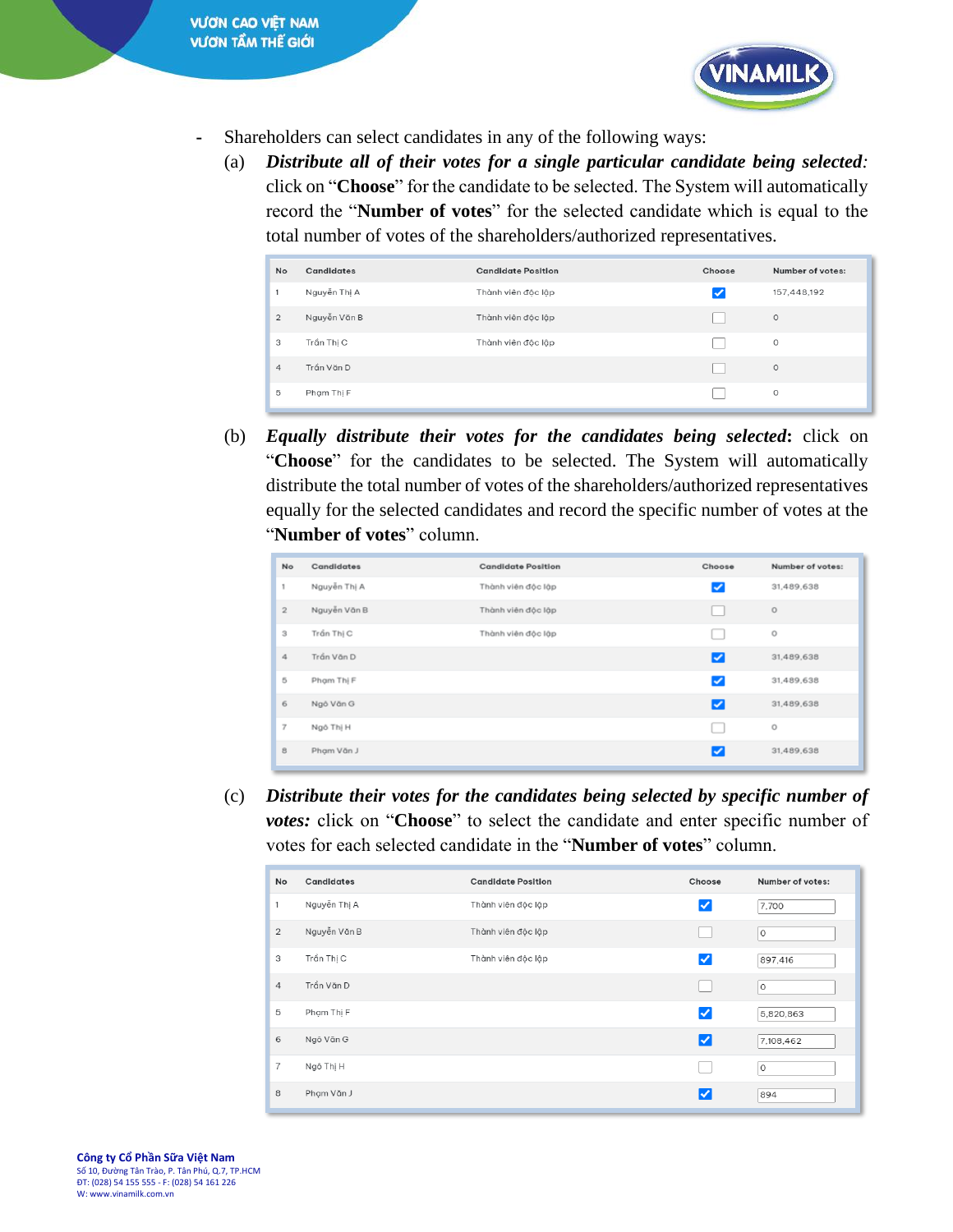- Shareholders can select candidates in any of the following ways:
  - (a) ***Distribute all of their votes for a single particular candidate being selected:*** click on "**Choose**" for the candidate to be selected. The System will automatically record the "**Number of votes**" for the selected candidate which is equal to the total number of votes of the shareholders/authorized representatives.

| No | Candidates | Candidate Position | Choose | Number of votes: |
|---|---|---|---|---|
| 1 | Nguyễn Thị A | Thành viên độc lập | ☑ | 157,448,192 |
| 2 | Nguyễn Văn B | Thành viên độc lập | ☐ | 0 |
| 3 | Trần Thị C | Thành viên độc lập | ☐ | 0 |
| 4 | Trần Văn D | | ☐ | 0 |
| 5 | Phạm Thị F | | ☐ | 0 |

  - (b) ***Equally distribute their votes for the candidates being selected*****:** click on "**Choose**" for the candidates to be selected. The System will automatically distribute the total number of votes of the shareholders/authorized representatives equally for the selected candidates and record the specific number of votes at the "**Number of votes**" column.

| No | Candidates | Candidate Position | Choose | Number of votes: |
|---|---|---|---|---|
| 1 | Nguyễn Thị A | Thành viên độc lập | ☑ | 31,489,638 |
| 2 | Nguyễn Văn B | Thành viên độc lập | ☐ | 0 |
| 3 | Trần Thị C | Thành viên độc lập | ☐ | 0 |
| 4 | Trần Văn D | | ☑ | 31,489,638 |
| 5 | Phạm Thị F | | ☑ | 31,489,638 |
| 6 | Ngô Văn G | | ☑ | 31,489,638 |
| 7 | Ngô Thị H | | ☐ | 0 |
| 8 | Phạm Văn J | | ☑ | 31,489,638 |

  - (c) ***Distribute their votes for the candidates being selected by specific number of votes:*** click on "**Choose**" to select the candidate and enter specific number of votes for each selected candidate in the "**Number of votes**" column.

| No | Candidates | Candidate Position | Choose | Number of votes: |
|---|---|---|---|---|
| 1 | Nguyễn Thị A | Thành viên độc lập | ☑ | 7,700 |
| 2 | Nguyễn Văn B | Thành viên độc lập | ☐ | 0 |
| 3 | Trần Thị C | Thành viên độc lập | ☑ | 897,416 |
| 4 | Trần Văn D | | ☐ | 0 |
| 5 | Phạm Thị F | | ☑ | 5,820,863 |
| 6 | Ngô Văn G | | ☑ | 7,108,462 |
| 7 | Ngô Thị H | | ☐ | 0 |
| 8 | Phạm Văn J | | ☑ | 894 |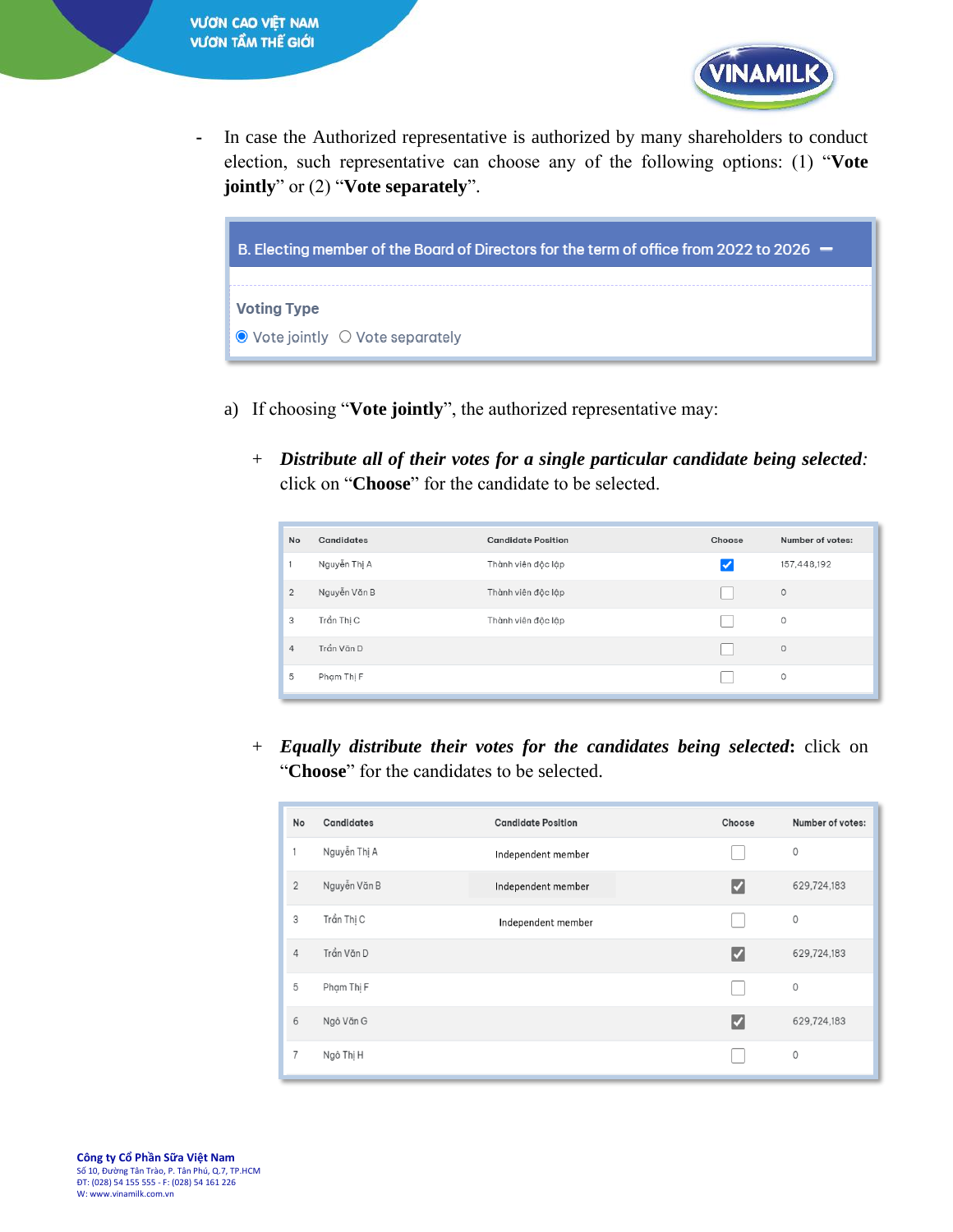- In case the Authorized representative is authorized by many shareholders to conduct election, such representative can choose any of the following options: (1) "**Vote jointly**" or (2) "**Vote separately**".

| B. Electing member of the Board of Directors for the term of office from 2022 to 2026 |
|---|
| **Voting Type** |
| ◉ Vote jointly ○ Vote separately |

a) If choosing "**Vote jointly**", the authorized representative may:

+ ***Distribute all of their votes for a single particular candidate being selected***: click on "**Choose**" for the candidate to be selected.

| No | Candidates | Candidate Position | Choose | Number of votes: |
|---|---|---|---|---|
| 1 | Nguyễn Thị A | Thành viên độc lập | ☑ | 157,448,192 |
| 2 | Nguyễn Văn B | Thành viên độc lập | ☐ | 0 |
| 3 | Trần Thị C | Thành viên độc lập | ☐ | 0 |
| 4 | Trần Văn D | | ☐ | 0 |
| 5 | Phạm Thị F | | ☐ | 0 |

+ ***Equally distribute their votes for the candidates being selected***: click on "**Choose**" for the candidates to be selected.

| No | Candidates | Candidate Position | Choose | Number of votes: |
|---|---|---|---|---|
| 1 | Nguyễn Thị A | Independent member | ☐ | 0 |
| 2 | Nguyễn Văn B | Independent member | ☑ | 629,724,183 |
| 3 | Trần Thị C | Independent member | ☐ | 0 |
| 4 | Trần Văn D | | ☑ | 629,724,183 |
| 5 | Phạm Thị F | | ☐ | 0 |
| 6 | Ngô Văn G | | ☑ | 629,724,183 |
| 7 | Ngô Thị H | | ☐ | 0 |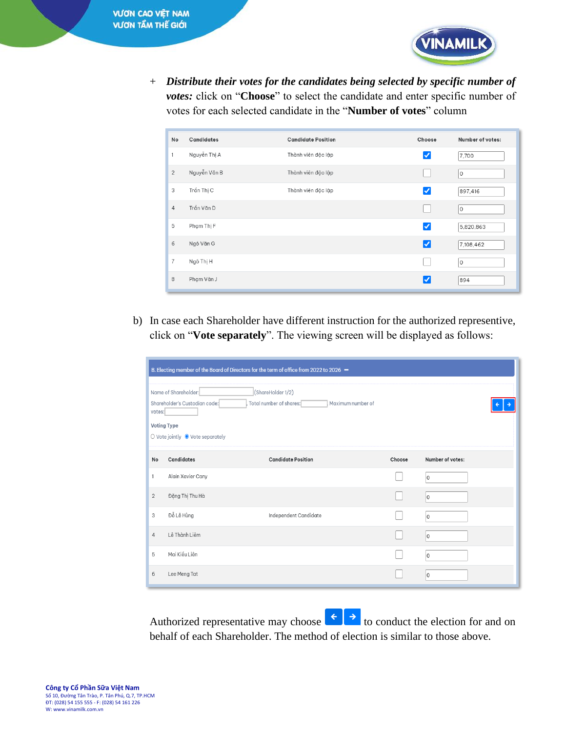+ ***Distribute their votes for the candidates being selected by specific number of votes:*** click on "**Choose**" to select the candidate and enter specific number of votes for each selected candidate in the "**Number of votes**" column

| No | Candidates | Candidate Position | Choose | Number of votes: |
|---|---|---|---|---|
| 1 | Nguyễn Thị A | Thành viên độc lập | ☑ | 7,700 |
| 2 | Nguyễn Văn B | Thành viên độc lập | ☐ | 0 |
| 3 | Trần Thị C | Thành viên độc lập | ☑ | 897,416 |
| 4 | Trần Văn D | | ☐ | 0 |
| 5 | Phạm Thị F | | ☑ | 5,820,863 |
| 6 | Ngô Văn G | | ☑ | 7,108,462 |
| 7 | Ngô Thị H | | ☐ | 0 |
| 8 | Phạm Văn J | | ☑ | 894 |

b) In case each Shareholder have different instruction for the authorized representive, click on "**Vote separately**". The viewing screen will be displayed as follows:

B. Electing member of the Board of Directors for the term of office from 2022 to 2026

Name of Shareholder: (ShareHolder 1/2)

Shareholder's Custodian code: Total number of shares: Maximum number of votes:

Voting Type

○ Vote jointly ◉ Vote separately

| No | Candidates | Candidate Position | Choose | Number of votes: |
|---|---|---|---|---|
| 1 | Alain Xavier Cany | | ☐ | 0 |
| 2 | Đặng Thị Thu Hà | | ☐ | 0 |
| 3 | Đỗ Lê Hùng | Independent Candidate | ☐ | 0 |
| 4 | Lê Thành Liêm | | ☐ | 0 |
| 5 | Mai Kiều Liên | | ☐ | 0 |
| 6 | Lee Meng Tat | | ☐ | 0 |

Authorized representative may choose ← → to conduct the election for and on behalf of each Shareholder. The method of election is similar to those above.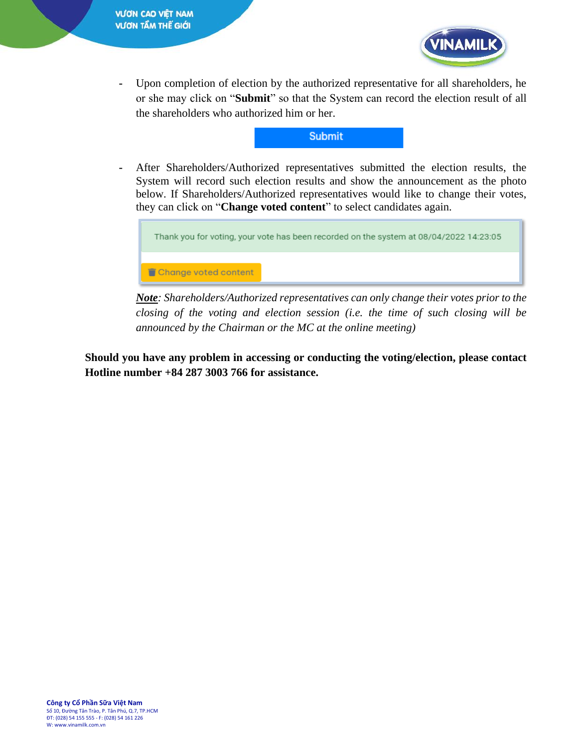- Upon completion of election by the authorized representative for all shareholders, he or she may click on "**Submit**" so that the System can record the election result of all the shareholders who authorized him or her.

Submit

- After Shareholders/Authorized representatives submitted the election results, the System will record such election results and show the announcement as the photo below. If Shareholders/Authorized representatives would like to change their votes, they can click on "**Change voted content**" to select candidates again.

Thank you for voting, your vote has been recorded on the system at 08/04/2022 14:23:05

Change voted content

***Note***: *Shareholders/Authorized representatives can only change their votes prior to the closing of the voting and election session (i.e. the time of such closing will be announced by the Chairman or the MC at the online meeting)*

**Should you have any problem in accessing or conducting the voting/election, please contact Hotline number +84 287 3003 766 for assistance.**